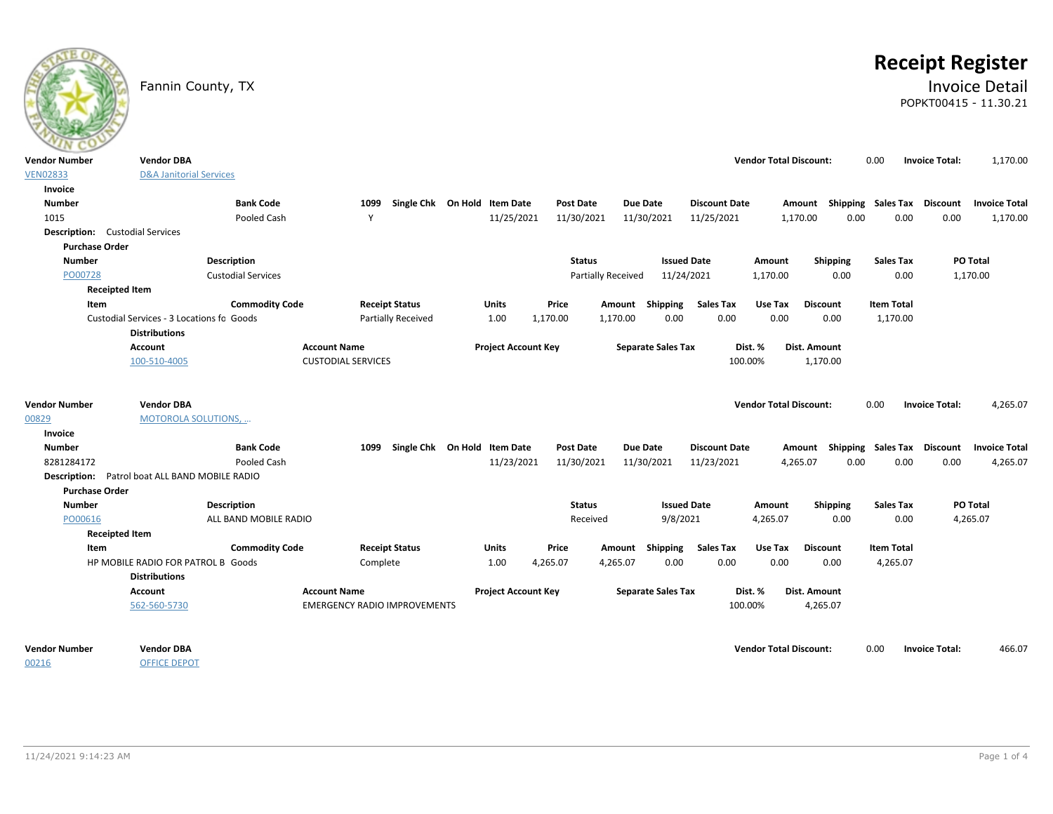Fannin County, TX

# Receipt Register

## Invoice Detail

POPKT00415 - 11.30.21

| Vendor Number | Vendor DBA | Vendor Total Discount: | 0.00 | Invoice Total: | 1,170.00 |
|---|---|---|---|---|---|
| VEN02833 | D&A Janitorial Services | | | | |

**Invoice**

| Number | Bank Code | 1099 | Single Chk | On Hold | Item Date | Post Date | Due Date | Discount Date | Amount | Shipping | Sales Tax | Discount | Invoice Total |
|---|---|---|---|---|---|---|---|---|---|---|---|---|---|
| 1015 | Pooled Cash | Y | | | 11/25/2021 | 11/30/2021 | 11/30/2021 | 11/25/2021 | 1,170.00 | 0.00 | 0.00 | 0.00 | 1,170.00 |

**Description:** Custodial Services

**Purchase Order**

| Number | Description | Status | Issued Date | Amount | Shipping | Sales Tax | PO Total |
|---|---|---|---|---|---|---|---|
| PO00728 | Custodial Services | Partially Received | 11/24/2021 | 1,170.00 | 0.00 | 0.00 | 1,170.00 |

**Receipted Item**

| Item | Commodity Code | Receipt Status | Units | Price | Amount | Shipping | Sales Tax | Use Tax | Discount | Item Total |
|---|---|---|---|---|---|---|---|---|---|---|
| Custodial Services - 3 Locations fo | Goods | Partially Received | 1.00 | 1,170.00 | 1,170.00 | 0.00 | 0.00 | 0.00 | 0.00 | 1,170.00 |

**Distributions**

| Account | Account Name | Project Account Key | Separate Sales Tax | Dist. % | Dist. Amount |
|---|---|---|---|---|---|
| 100-510-4005 | CUSTODIAL SERVICES | | | 100.00% | 1,170.00 |

| Vendor Number | Vendor DBA | Vendor Total Discount: | 0.00 | Invoice Total: | 4,265.07 |
|---|---|---|---|---|---|
| 00829 | MOTOROLA SOLUTIONS, ... | | | | |

**Invoice**

| Number | Bank Code | 1099 | Single Chk | On Hold | Item Date | Post Date | Due Date | Discount Date | Amount | Shipping | Sales Tax | Discount | Invoice Total |
|---|---|---|---|---|---|---|---|---|---|---|---|---|---|
| 8281284172 | Pooled Cash | | | | 11/23/2021 | 11/30/2021 | 11/30/2021 | 11/23/2021 | 4,265.07 | 0.00 | 0.00 | 0.00 | 4,265.07 |

**Description:** Patrol boat ALL BAND MOBILE RADIO

**Purchase Order**

| Number | Description | Status | Issued Date | Amount | Shipping | Sales Tax | PO Total |
|---|---|---|---|---|---|---|---|
| PO00616 | ALL BAND MOBILE RADIO | Received | 9/8/2021 | 4,265.07 | 0.00 | 0.00 | 4,265.07 |

**Receipted Item**

| Item | Commodity Code | Receipt Status | Units | Price | Amount | Shipping | Sales Tax | Use Tax | Discount | Item Total |
|---|---|---|---|---|---|---|---|---|---|---|
| HP MOBILE RADIO FOR PATROL B | Goods | Complete | 1.00 | 4,265.07 | 4,265.07 | 0.00 | 0.00 | 0.00 | 0.00 | 4,265.07 |

**Distributions**

| Account | Account Name | Project Account Key | Separate Sales Tax | Dist. % | Dist. Amount |
|---|---|---|---|---|---|
| 562-560-5730 | EMERGENCY RADIO IMPROVEMENTS | | | 100.00% | 4,265.07 |

| Vendor Number | Vendor DBA | Vendor Total Discount: | 0.00 | Invoice Total: | 466.07 |
|---|---|---|---|---|---|
| 00216 | OFFICE DEPOT | | | | |

11/24/2021 9:14:23 AM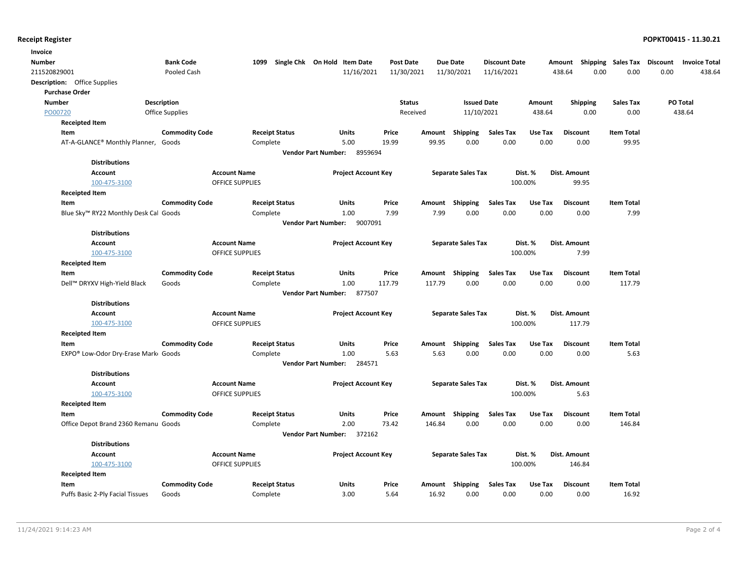**Receipt Register** **POPKT00415 - 11.30.21**

| Invoice Number | Bank Code | 1099 | Single Chk | On Hold | Item Date | Post Date | Due Date | Discount Date | Amount | Shipping | Sales Tax | Discount | Invoice Total |
|---|---|---|---|---|---|---|---|---|---|---|---|---|---|
| 211520829001 | Pooled Cash | | | | 11/16/2021 | 11/30/2021 | 11/30/2021 | 11/16/2021 | 438.64 | 0.00 | 0.00 | 0.00 | 438.64 |

**Description:** Office Supplies

**Purchase Order**

| Number | Description | Status | Issued Date | Amount | Shipping | Sales Tax | PO Total |
|---|---|---|---|---|---|---|---|
| PO00720 | Office Supplies | Received | 11/10/2021 | 438.64 | 0.00 | 0.00 | 438.64 |

**Receipted Item**

| Item | Commodity Code | Receipt Status | Units | Price | Amount | Shipping | Sales Tax | Use Tax | Discount | Item Total |
|---|---|---|---|---|---|---|---|---|---|---|
| AT-A-GLANCE® Monthly Planner, | Goods | Complete | 5.00 | 19.99 | 99.95 | 0.00 | 0.00 | 0.00 | 0.00 | 99.95 |

**Vendor Part Number:** 8959694

**Distributions**

| Account | Account Name | Project Account Key | Separate Sales Tax | Dist. % | Dist. Amount |
|---|---|---|---|---|---|
| 100-475-3100 | OFFICE SUPPLIES | | | 100.00% | 99.95 |

**Receipted Item**

| Item | Commodity Code | Receipt Status | Units | Price | Amount | Shipping | Sales Tax | Use Tax | Discount | Item Total |
|---|---|---|---|---|---|---|---|---|---|---|
| Blue Sky™ RY22 Monthly Desk Cal | Goods | Complete | 1.00 | 7.99 | 7.99 | 0.00 | 0.00 | 0.00 | 0.00 | 7.99 |

**Vendor Part Number:** 9007091

**Distributions**

| Account | Account Name | Project Account Key | Separate Sales Tax | Dist. % | Dist. Amount |
|---|---|---|---|---|---|
| 100-475-3100 | OFFICE SUPPLIES | | | 100.00% | 7.99 |

**Receipted Item**

| Item | Commodity Code | Receipt Status | Units | Price | Amount | Shipping | Sales Tax | Use Tax | Discount | Item Total |
|---|---|---|---|---|---|---|---|---|---|---|
| Dell™ DRYXV High-Yield Black | Goods | Complete | 1.00 | 117.79 | 117.79 | 0.00 | 0.00 | 0.00 | 0.00 | 117.79 |

**Vendor Part Number:** 877507

**Distributions**

| Account | Account Name | Project Account Key | Separate Sales Tax | Dist. % | Dist. Amount |
|---|---|---|---|---|---|
| 100-475-3100 | OFFICE SUPPLIES | | | 100.00% | 117.79 |

**Receipted Item**

| Item | Commodity Code | Receipt Status | Units | Price | Amount | Shipping | Sales Tax | Use Tax | Discount | Item Total |
|---|---|---|---|---|---|---|---|---|---|---|
| EXPO® Low-Odor Dry-Erase Mark | Goods | Complete | 1.00 | 5.63 | 5.63 | 0.00 | 0.00 | 0.00 | 0.00 | 5.63 |

**Vendor Part Number:** 284571

**Distributions**

| Account | Account Name | Project Account Key | Separate Sales Tax | Dist. % | Dist. Amount |
|---|---|---|---|---|---|
| 100-475-3100 | OFFICE SUPPLIES | | | 100.00% | 5.63 |

**Receipted Item**

| Item | Commodity Code | Receipt Status | Units | Price | Amount | Shipping | Sales Tax | Use Tax | Discount | Item Total |
|---|---|---|---|---|---|---|---|---|---|---|
| Office Depot Brand 2360 Remanu | Goods | Complete | 2.00 | 73.42 | 146.84 | 0.00 | 0.00 | 0.00 | 0.00 | 146.84 |

**Vendor Part Number:** 372162

**Distributions**

| Account | Account Name | Project Account Key | Separate Sales Tax | Dist. % | Dist. Amount |
|---|---|---|---|---|---|
| 100-475-3100 | OFFICE SUPPLIES | | | 100.00% | 146.84 |

**Receipted Item**

| Item | Commodity Code | Receipt Status | Units | Price | Amount | Shipping | Sales Tax | Use Tax | Discount | Item Total |
|---|---|---|---|---|---|---|---|---|---|---|
| Puffs Basic 2-Ply Facial Tissues | Goods | Complete | 3.00 | 5.64 | 16.92 | 0.00 | 0.00 | 0.00 | 0.00 | 16.92 |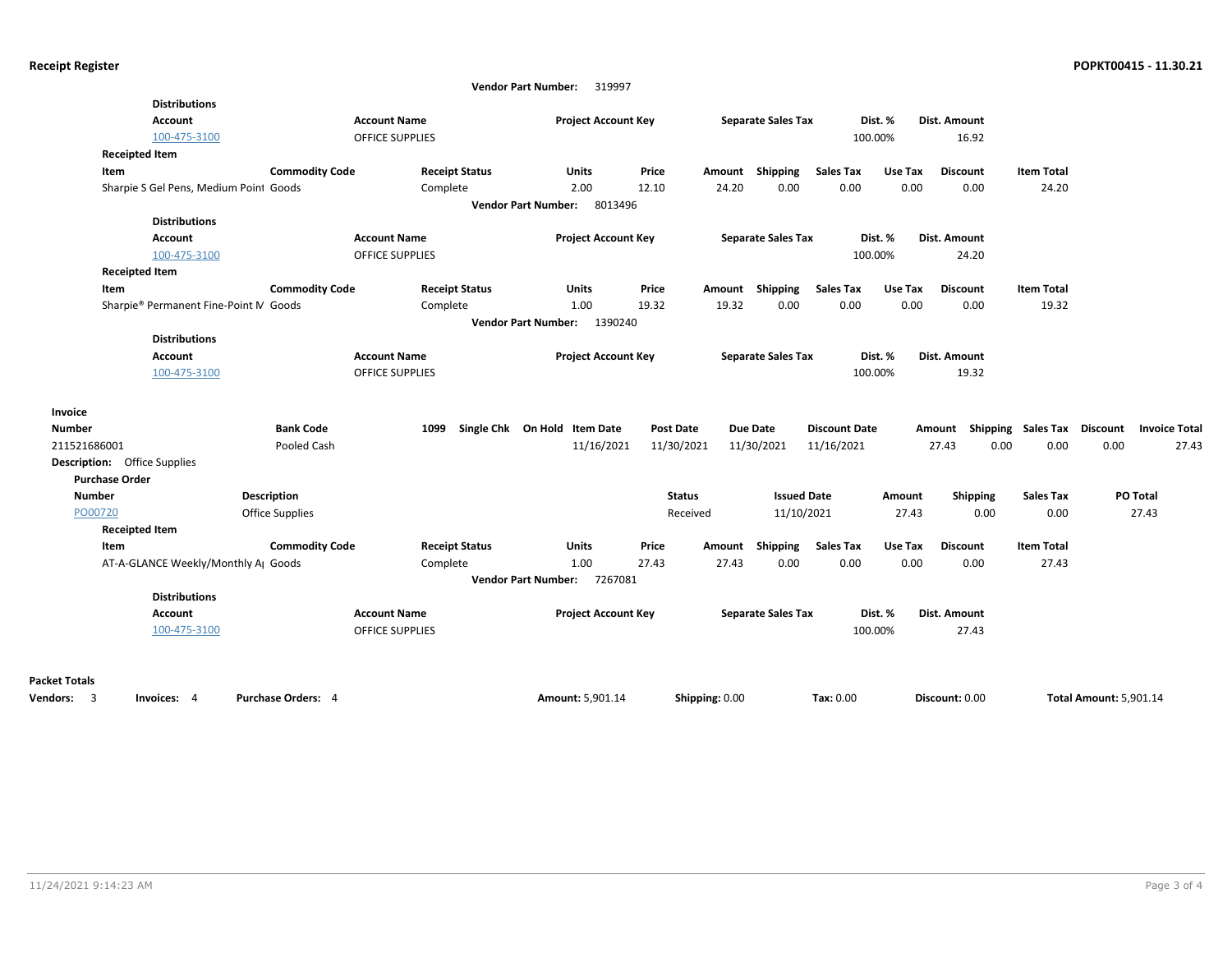**Receipt Register** — **POPKT00415 - 11.30.21**

Vendor Part Number: 319997

**Distributions**

| Account | Account Name | Project Account Key | Separate Sales Tax | Dist. % | Dist. Amount |
|---|---|---|---|---|---|
| 100-475-3100 | OFFICE SUPPLIES | | | 100.00% | 16.92 |

**Receipted Item**

| Item | Commodity Code | Receipt Status | Units | Price | Amount | Shipping | Sales Tax | Use Tax | Discount | Item Total |
|---|---|---|---|---|---|---|---|---|---|---|
| Sharpie S Gel Pens, Medium Point | Goods | Complete | 2.00 | 12.10 | 24.20 | 0.00 | 0.00 | 0.00 | 0.00 | 24.20 |

Vendor Part Number: 8013496

**Distributions**

| Account | Account Name | Project Account Key | Separate Sales Tax | Dist. % | Dist. Amount |
|---|---|---|---|---|---|
| 100-475-3100 | OFFICE SUPPLIES | | | 100.00% | 24.20 |

**Receipted Item**

| Item | Commodity Code | Receipt Status | Units | Price | Amount | Shipping | Sales Tax | Use Tax | Discount | Item Total |
|---|---|---|---|---|---|---|---|---|---|---|
| Sharpie® Permanent Fine-Point M | Goods | Complete | 1.00 | 19.32 | 19.32 | 0.00 | 0.00 | 0.00 | 0.00 | 19.32 |

Vendor Part Number: 1390240

**Distributions**

| Account | Account Name | Project Account Key | Separate Sales Tax | Dist. % | Dist. Amount |
|---|---|---|---|---|---|
| 100-475-3100 | OFFICE SUPPLIES | | | 100.00% | 19.32 |

**Invoice**

| Number | Bank Code | 1099 | Single Chk | On Hold | Item Date | Post Date | Due Date | Discount Date | Amount | Shipping | Sales Tax | Discount | Invoice Total |
|---|---|---|---|---|---|---|---|---|---|---|---|---|---|
| 211521686001 | Pooled Cash | | | | 11/16/2021 | 11/30/2021 | 11/30/2021 | 11/16/2021 | 27.43 | 0.00 | 0.00 | 0.00 | 27.43 |

**Description:** Office Supplies

**Purchase Order**

| Number | Description | Status | Issued Date | Amount | Shipping | Sales Tax | PO Total |
|---|---|---|---|---|---|---|---|
| PO00720 | Office Supplies | Received | 11/10/2021 | 27.43 | 0.00 | 0.00 | 27.43 |

**Receipted Item**

| Item | Commodity Code | Receipt Status | Units | Price | Amount | Shipping | Sales Tax | Use Tax | Discount | Item Total |
|---|---|---|---|---|---|---|---|---|---|---|
| AT-A-GLANCE Weekly/Monthly A | Goods | Complete | 1.00 | 27.43 | 27.43 | 0.00 | 0.00 | 0.00 | 0.00 | 27.43 |

Vendor Part Number: 7267081

**Distributions**

| Account | Account Name | Project Account Key | Separate Sales Tax | Dist. % | Dist. Amount |
|---|---|---|---|---|---|
| 100-475-3100 | OFFICE SUPPLIES | | | 100.00% | 27.43 |

**Packet Totals**

**Vendors:** 3 **Invoices:** 4 **Purchase Orders:** 4 **Amount:** 5,901.14 **Shipping:** 0.00 **Tax:** 0.00 **Discount:** 0.00 **Total Amount:** 5,901.14

11/24/2021 9:14:23 AM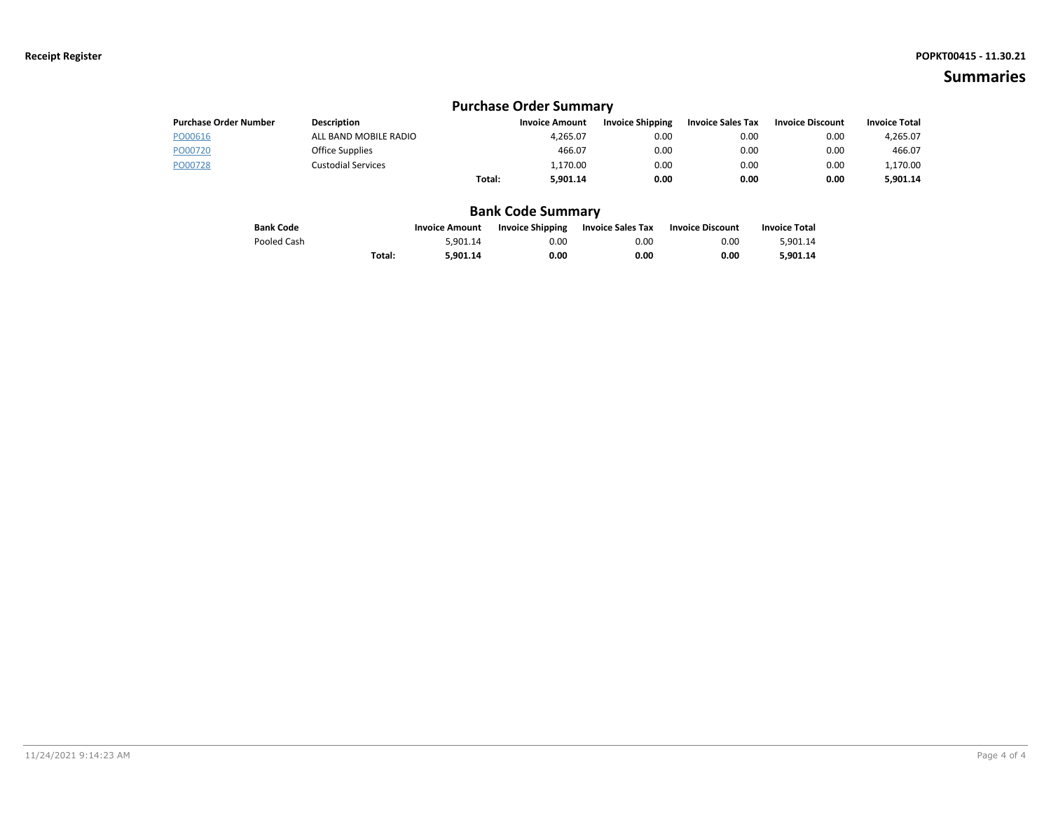# Summaries

## Purchase Order Summary

| Purchase Order Number | Description | | Invoice Amount | Invoice Shipping | Invoice Sales Tax | Invoice Discount | Invoice Total |
|---|---|---|---|---|---|---|---|
| PO00616 | ALL BAND MOBILE RADIO | | 4,265.07 | 0.00 | 0.00 | 0.00 | 4,265.07 |
| PO00720 | Office Supplies | | 466.07 | 0.00 | 0.00 | 0.00 | 466.07 |
| PO00728 | Custodial Services | | 1,170.00 | 0.00 | 0.00 | 0.00 | 1,170.00 |
| | | **Total:** | **5,901.14** | **0.00** | **0.00** | **0.00** | **5,901.14** |

## Bank Code Summary

| Bank Code | | Invoice Amount | Invoice Shipping | Invoice Sales Tax | Invoice Discount | Invoice Total |
|---|---|---|---|---|---|---|
| Pooled Cash | | 5,901.14 | 0.00 | 0.00 | 0.00 | 5,901.14 |
| | **Total:** | **5,901.14** | **0.00** | **0.00** | **0.00** | **5,901.14** |